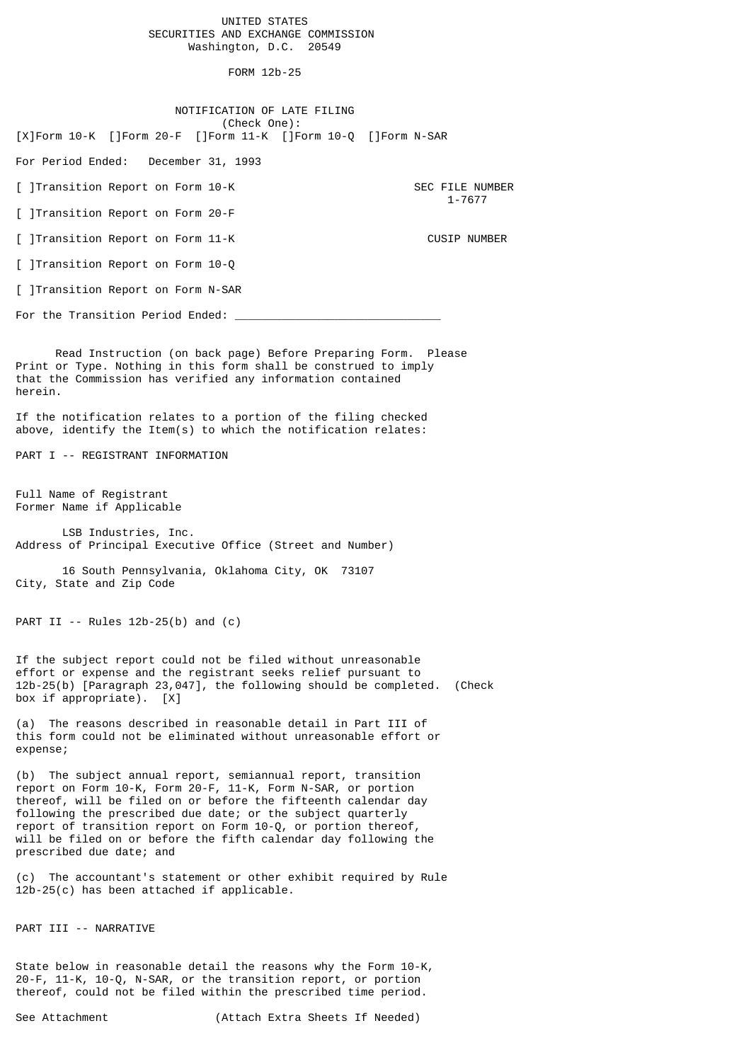UNITED STATES
SECURITIES AND EXCHANGE COMMISSION
Washington, D.C. 20549

FORM 12b-25

NOTIFICATION OF LATE FILING
(Check One):
[X]Form 10-K []Form 20-F []Form 11-K []Form 10-Q []Form N-SAR

For Period Ended: December 31, 1993

[ ]Transition Report on Form 10-K

SEC FILE NUMBER
1-7677

[ ]Transition Report on Form 20-F

[ ]Transition Report on Form 11-K

CUSIP NUMBER

[ ]Transition Report on Form 10-Q

[ ]Transition Report on Form N-SAR

For the Transition Period Ended: ______________________________

Read Instruction (on back page) Before Preparing Form. Please Print or Type. Nothing in this form shall be construed to imply that the Commission has verified any information contained herein.

If the notification relates to a portion of the filing checked above, identify the Item(s) to which the notification relates:

PART I -- REGISTRANT INFORMATION

Full Name of Registrant
Former Name if Applicable

LSB Industries, Inc.
Address of Principal Executive Office (Street and Number)

16 South Pennsylvania, Oklahoma City, OK 73107
City, State and Zip Code

PART II -- Rules 12b-25(b) and (c)

If the subject report could not be filed without unreasonable effort or expense and the registrant seeks relief pursuant to 12b-25(b) [Paragraph 23,047], the following should be completed. (Check box if appropriate). [X]

(a) The reasons described in reasonable detail in Part III of this form could not be eliminated without unreasonable effort or expense;

(b) The subject annual report, semiannual report, transition report on Form 10-K, Form 20-F, 11-K, Form N-SAR, or portion thereof, will be filed on or before the fifteenth calendar day following the prescribed due date; or the subject quarterly report of transition report on Form 10-Q, or portion thereof, will be filed on or before the fifth calendar day following the prescribed due date; and

(c) The accountant's statement or other exhibit required by Rule 12b-25(c) has been attached if applicable.

PART III -- NARRATIVE

State below in reasonable detail the reasons why the Form 10-K, 20-F, 11-K, 10-Q, N-SAR, or the transition report, or portion thereof, could not be filed within the prescribed time period.

See Attachment (Attach Extra Sheets If Needed)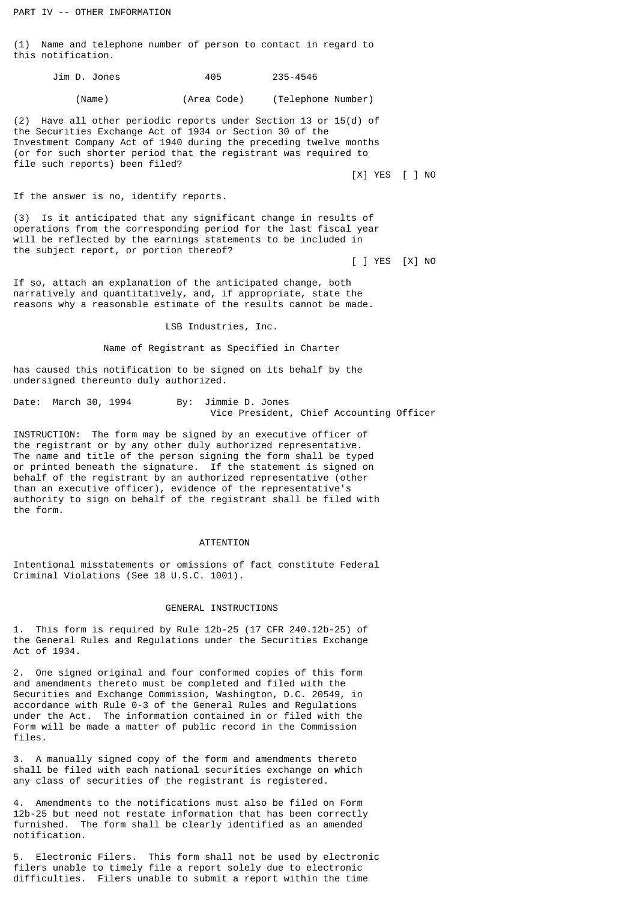## PART IV -- OTHER INFORMATION

(1) Name and telephone number of person to contact in regard to this notification.

| | | |
|---|---|---|
| Jim D. Jones | 405 | 235-4546 |
| (Name) | (Area Code) | (Telephone Number) |

(2) Have all other periodic reports under Section 13 or 15(d) of the Securities Exchange Act of 1934 or Section 30 of the Investment Company Act of 1940 during the preceding twelve months (or for such shorter period that the registrant was required to file such reports) been filed?

[X] YES [ ] NO

If the answer is no, identify reports.

(3) Is it anticipated that any significant change in results of operations from the corresponding period for the last fiscal year will be reflected by the earnings statements to be included in the subject report, or portion thereof?

[ ] YES [X] NO

If so, attach an explanation of the anticipated change, both narratively and quantitatively, and, if appropriate, state the reasons why a reasonable estimate of the results cannot be made.

LSB Industries, Inc.

Name of Registrant as Specified in Charter

has caused this notification to be signed on its behalf by the undersigned thereunto duly authorized.

Date: March 30, 1994 By: Jimmie D. Jones
Vice President, Chief Accounting Officer

INSTRUCTION: The form may be signed by an executive officer of the registrant or by any other duly authorized representative. The name and title of the person signing the form shall be typed or printed beneath the signature. If the statement is signed on behalf of the registrant by an authorized representative (other than an executive officer), evidence of the representative's authority to sign on behalf of the registrant shall be filed with the form.

### ATTENTION

Intentional misstatements or omissions of fact constitute Federal Criminal Violations (See 18 U.S.C. 1001).

### GENERAL INSTRUCTIONS

1. This form is required by Rule 12b-25 (17 CFR 240.12b-25) of the General Rules and Regulations under the Securities Exchange Act of 1934.

2. One signed original and four conformed copies of this form and amendments thereto must be completed and filed with the Securities and Exchange Commission, Washington, D.C. 20549, in accordance with Rule 0-3 of the General Rules and Regulations under the Act. The information contained in or filed with the Form will be made a matter of public record in the Commission files.

3. A manually signed copy of the form and amendments thereto shall be filed with each national securities exchange on which any class of securities of the registrant is registered.

4. Amendments to the notifications must also be filed on Form 12b-25 but need not restate information that has been correctly furnished. The form shall be clearly identified as an amended notification.

5. Electronic Filers. This form shall not be used by electronic filers unable to timely file a report solely due to electronic difficulties. Filers unable to submit a report within the time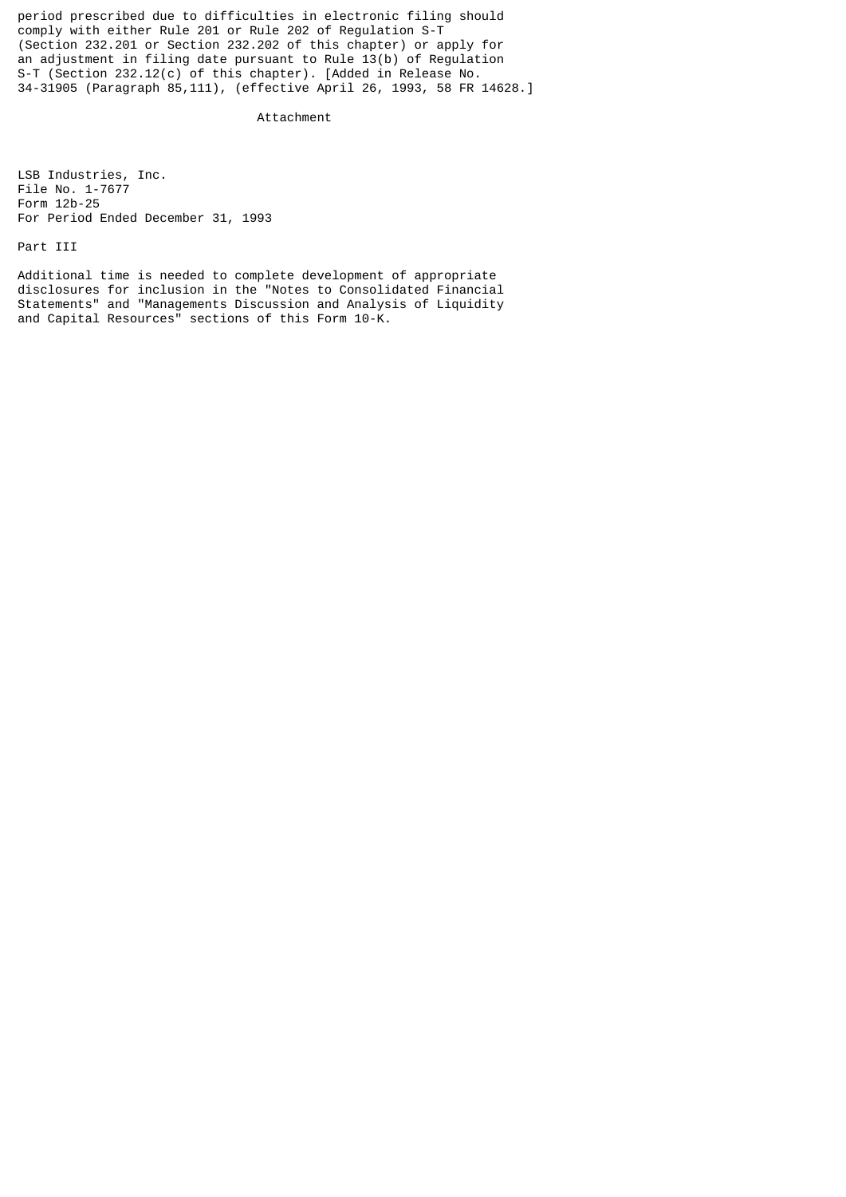period prescribed due to difficulties in electronic filing should comply with either Rule 201 or Rule 202 of Regulation S-T (Section 232.201 or Section 232.202 of this chapter) or apply for an adjustment in filing date pursuant to Rule 13(b) of Regulation S-T (Section 232.12(c) of this chapter). [Added in Release No. 34-31905 (Paragraph 85,111), (effective April 26, 1993, 58 FR 14628.]

Attachment

LSB Industries, Inc.
File No. 1-7677
Form 12b-25
For Period Ended December 31, 1993

Part III

Additional time is needed to complete development of appropriate disclosures for inclusion in the "Notes to Consolidated Financial Statements" and "Managements Discussion and Analysis of Liquidity and Capital Resources" sections of this Form 10-K.